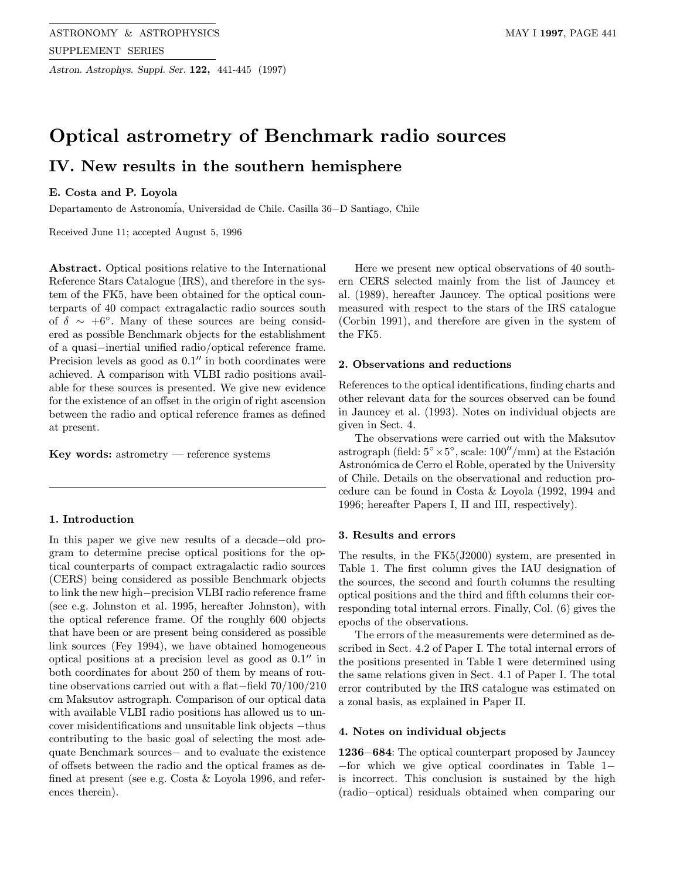# Optical astrometry of Benchmark radio sources

## IV. New results in the southern hemisphere

**E. Costa and P. Loyola**

Departamento de Astronomía, Universidad de Chile. Casilla 36−D Santiago, Chile

Received June 11; accepted August 5, 1996

**Abstract.** Optical positions relative to the International Reference Stars Catalogue (IRS), and therefore in the system of the FK5, have been obtained for the optical counterparts of 40 compact extragalactic radio sources south of $\delta \sim +6^{\circ}$. Many of these sources are being considered as possible Benchmark objects for the establishment of a quasi−inertial unified radio/optical reference frame. Precision levels as good as $0.1''$ in both coordinates were achieved. A comparison with VLBI radio positions available for these sources is presented. We give new evidence for the existence of an offset in the origin of right ascension between the radio and optical reference frames as defined at present.

**Key words:** astrometry — reference systems

### 1. Introduction

In this paper we give new results of a decade−old program to determine precise optical positions for the optical counterparts of compact extragalactic radio sources (CERS) being considered as possible Benchmark objects to link the new high−precision VLBI radio reference frame (see e.g. Johnston et al. 1995, hereafter Johnston), with the optical reference frame. Of the roughly 600 objects that have been or are present being considered as possible link sources (Fey 1994), we have obtained homogeneous optical positions at a precision level as good as $0.1''$ in both coordinates for about 250 of them by means of routine observations carried out with a flat−field 70/100/210 cm Maksutov astrograph. Comparison of our optical data with available VLBI radio positions has allowed us to uncover misidentifications and unsuitable link objects −thus contributing to the basic goal of selecting the most adequate Benchmark sources− and to evaluate the existence of offsets between the radio and the optical frames as defined at present (see e.g. Costa & Loyola 1996, and references therein).

Here we present new optical observations of 40 southern CERS selected mainly from the list of Jauncey et al. (1989), hereafter Jauncey. The optical positions were measured with respect to the stars of the IRS catalogue (Corbin 1991), and therefore are given in the system of the FK5.

### 2. Observations and reductions

References to the optical identifications, finding charts and other relevant data for the sources observed can be found in Jauncey et al. (1993). Notes on individual objects are given in Sect. 4.

The observations were carried out with the Maksutov astrograph (field: $5^{\circ} \times 5^{\circ}$, scale: $100''$/mm) at the Estación Astronómica de Cerro el Roble, operated by the University of Chile. Details on the observational and reduction procedure can be found in Costa & Loyola (1992, 1994 and 1996; hereafter Papers I, II and III, respectively).

### 3. Results and errors

The results, in the FK5(J2000) system, are presented in Table 1. The first column gives the IAU designation of the sources, the second and fourth columns the resulting optical positions and the third and fifth columns their corresponding total internal errors. Finally, Col. (6) gives the epochs of the observations.

The errors of the measurements were determined as described in Sect. 4.2 of Paper I. The total internal errors of the positions presented in Table 1 were determined using the same relations given in Sect. 4.1 of Paper I. The total error contributed by the IRS catalogue was estimated on a zonal basis, as explained in Paper II.

### 4. Notes on individual objects

**1236−684**: The optical counterpart proposed by Jauncey −for which we give optical coordinates in Table 1− is incorrect. This conclusion is sustained by the high (radio−optical) residuals obtained when comparing our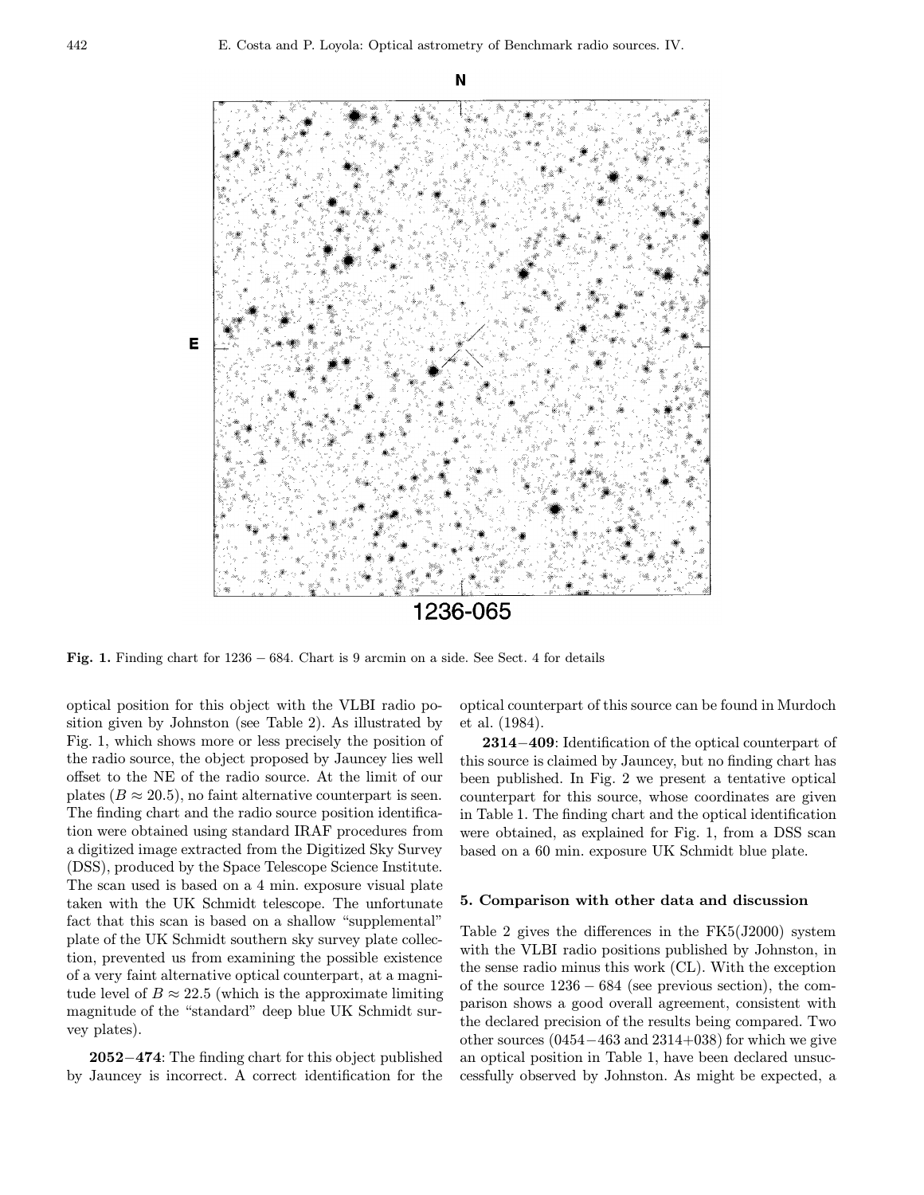**Fig. 1.** Finding chart for 1236 − 684. Chart is 9 arcmin on a side. See Sect. 4 for details

optical position for this object with the VLBI radio position given by Johnston (see Table 2). As illustrated by Fig. 1, which shows more or less precisely the position of the radio source, the object proposed by Jauncey lies well offset to the NE of the radio source. At the limit of our plates ($B \approx 20.5$), no faint alternative counterpart is seen. The finding chart and the radio source position identification were obtained using standard IRAF procedures from a digitized image extracted from the Digitized Sky Survey (DSS), produced by the Space Telescope Science Institute. The scan used is based on a 4 min. exposure visual plate taken with the UK Schmidt telescope. The unfortunate fact that this scan is based on a shallow "supplemental" plate of the UK Schmidt southern sky survey plate collection, prevented us from examining the possible existence of a very faint alternative optical counterpart, at a magnitude level of $B \approx 22.5$ (which is the approximate limiting magnitude of the "standard" deep blue UK Schmidt survey plates).

**2052−474**: The finding chart for this object published by Jauncey is incorrect. A correct identification for the optical counterpart of this source can be found in Murdoch et al. (1984).

**2314−409**: Identification of the optical counterpart of this source is claimed by Jauncey, but no finding chart has been published. In Fig. 2 we present a tentative optical counterpart for this source, whose coordinates are given in Table 1. The finding chart and the optical identification were obtained, as explained for Fig. 1, from a DSS scan based on a 60 min. exposure UK Schmidt blue plate.

## 5. Comparison with other data and discussion

Table 2 gives the differences in the FK5(J2000) system with the VLBI radio positions published by Johnston, in the sense radio minus this work (CL). With the exception of the source 1236 − 684 (see previous section), the comparison shows a good overall agreement, consistent with the declared precision of the results being compared. Two other sources (0454−463 and 2314+038) for which we give an optical position in Table 1, have been declared unsuccessfully observed by Johnston. As might be expected, a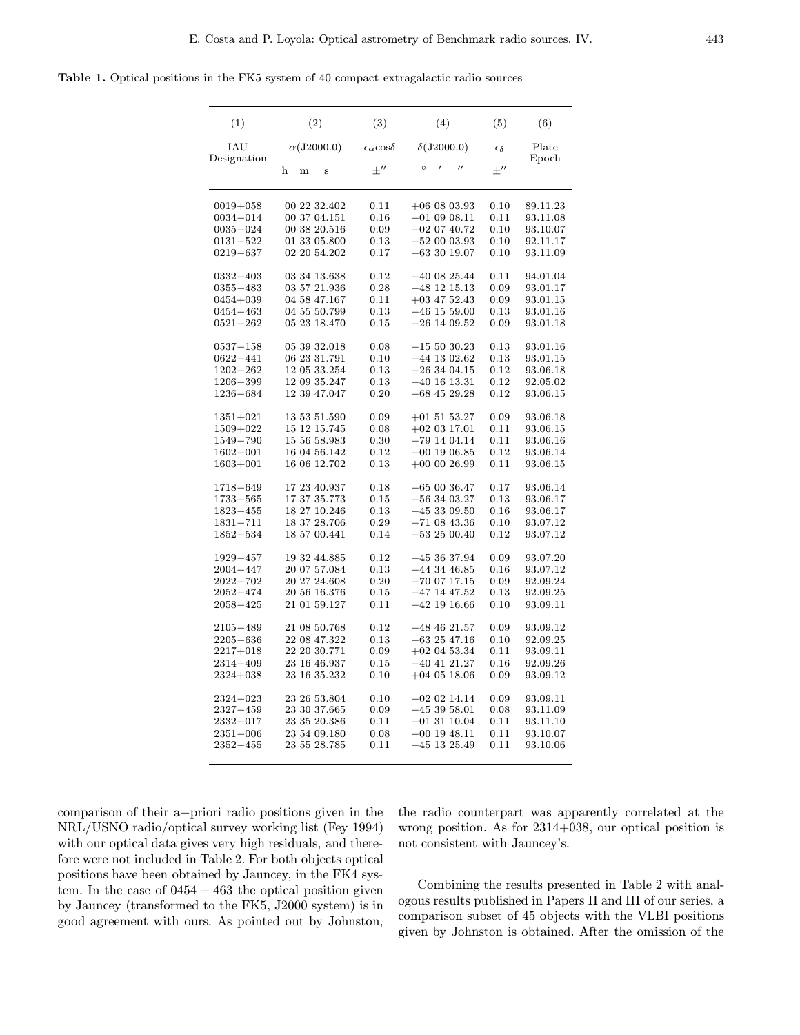**Table 1.** Optical positions in the FK5 system of 40 compact extragalactic radio sources

| (1) | (2) | (3) | (4) | (5) | (6) |
|---|---|---|---|---|---|
| IAU Designation | $\alpha$(J2000.0) | $\epsilon_\alpha \cos\delta$ | $\delta$(J2000.0) | $\epsilon_\delta$ | Plate Epoch |
| | h m s | $\pm''$ | ° ′ ″ | $\pm''$ | |
| 0019+058 | 00 22 32.402 | 0.11 | +06 08 03.93 | 0.10 | 89.11.23 |
| 0034−014 | 00 37 04.151 | 0.16 | −01 09 08.11 | 0.11 | 93.11.08 |
| 0035−024 | 00 38 20.516 | 0.09 | −02 07 40.72 | 0.10 | 93.10.07 |
| 0131−522 | 01 33 05.800 | 0.13 | −52 00 03.93 | 0.10 | 92.11.17 |
| 0219−637 | 02 20 54.202 | 0.17 | −63 30 19.07 | 0.10 | 93.11.09 |
| 0332−403 | 03 34 13.638 | 0.12 | −40 08 25.44 | 0.11 | 94.01.04 |
| 0355−483 | 03 57 21.936 | 0.28 | −48 12 15.13 | 0.09 | 93.01.17 |
| 0454+039 | 04 58 47.167 | 0.11 | +03 47 52.43 | 0.09 | 93.01.15 |
| 0454−463 | 04 55 50.799 | 0.13 | −46 15 59.00 | 0.13 | 93.01.16 |
| 0521−262 | 05 23 18.470 | 0.15 | −26 14 09.52 | 0.09 | 93.01.18 |
| 0537−158 | 05 39 32.018 | 0.08 | −15 50 30.23 | 0.13 | 93.01.16 |
| 0622−441 | 06 23 31.791 | 0.10 | −44 13 02.62 | 0.13 | 93.01.15 |
| 1202−262 | 12 05 33.254 | 0.13 | −26 34 04.15 | 0.12 | 93.06.18 |
| 1206−399 | 12 09 35.247 | 0.13 | −40 16 13.31 | 0.12 | 92.05.02 |
| 1236−684 | 12 39 47.047 | 0.20 | −68 45 29.28 | 0.12 | 93.06.15 |
| 1351+021 | 13 53 51.590 | 0.09 | +01 51 53.27 | 0.09 | 93.06.18 |
| 1509+022 | 15 12 15.745 | 0.08 | +02 03 17.01 | 0.11 | 93.06.15 |
| 1549−790 | 15 56 58.983 | 0.30 | −79 14 04.14 | 0.11 | 93.06.16 |
| 1602−001 | 16 04 56.142 | 0.12 | −00 19 06.85 | 0.12 | 93.06.14 |
| 1603+001 | 16 06 12.702 | 0.13 | +00 00 26.99 | 0.11 | 93.06.15 |
| 1718−649 | 17 23 40.937 | 0.18 | −65 00 36.47 | 0.17 | 93.06.14 |
| 1733−565 | 17 37 35.773 | 0.15 | −56 34 03.27 | 0.13 | 93.06.17 |
| 1823−455 | 18 27 10.246 | 0.13 | −45 33 09.50 | 0.16 | 93.06.17 |
| 1831−711 | 18 37 28.706 | 0.29 | −71 08 43.36 | 0.10 | 93.07.12 |
| 1852−534 | 18 57 00.441 | 0.14 | −53 25 00.40 | 0.12 | 93.07.12 |
| 1929−457 | 19 32 44.885 | 0.12 | −45 36 37.94 | 0.09 | 93.07.20 |
| 2004−447 | 20 07 57.084 | 0.13 | −44 34 46.85 | 0.16 | 93.07.12 |
| 2022−702 | 20 27 24.608 | 0.20 | −70 07 17.15 | 0.09 | 92.09.24 |
| 2052−474 | 20 56 16.376 | 0.15 | −47 14 47.52 | 0.13 | 92.09.25 |
| 2058−425 | 21 01 59.127 | 0.11 | −42 19 16.66 | 0.10 | 93.09.11 |
| 2105−489 | 21 08 50.768 | 0.12 | −48 46 21.57 | 0.09 | 93.09.12 |
| 2205−636 | 22 08 47.322 | 0.13 | −63 25 47.16 | 0.10 | 92.09.25 |
| 2217+018 | 22 20 30.771 | 0.09 | +02 04 53.34 | 0.11 | 93.09.11 |
| 2314−409 | 23 16 46.937 | 0.15 | −40 41 21.27 | 0.16 | 92.09.26 |
| 2324+038 | 23 16 35.232 | 0.10 | +04 05 18.06 | 0.09 | 93.09.12 |
| 2324−023 | 23 26 53.804 | 0.10 | −02 02 14.14 | 0.09 | 93.09.11 |
| 2327−459 | 23 30 37.665 | 0.09 | −45 39 58.01 | 0.08 | 93.11.09 |
| 2332−017 | 23 35 20.386 | 0.11 | −01 31 10.04 | 0.11 | 93.11.10 |
| 2351−006 | 23 54 09.180 | 0.08 | −00 19 48.11 | 0.11 | 93.10.07 |
| 2352−455 | 23 55 28.785 | 0.11 | −45 13 25.49 | 0.11 | 93.10.06 |

comparison of their a−priori radio positions given in the NRL/USNO radio/optical survey working list (Fey 1994) with our optical data gives very high residuals, and therefore were not included in Table 2. For both objects optical positions have been obtained by Jauncey, in the FK4 system. In the case of 0454 − 463 the optical position given by Jauncey (transformed to the FK5, J2000 system) is in good agreement with ours. As pointed out by Johnston, the radio counterpart was apparently correlated at the wrong position. As for 2314+038, our optical position is not consistent with Jauncey's.

Combining the results presented in Table 2 with analogous results published in Papers II and III of our series, a comparison subset of 45 objects with the VLBI positions given by Johnston is obtained. After the omission of the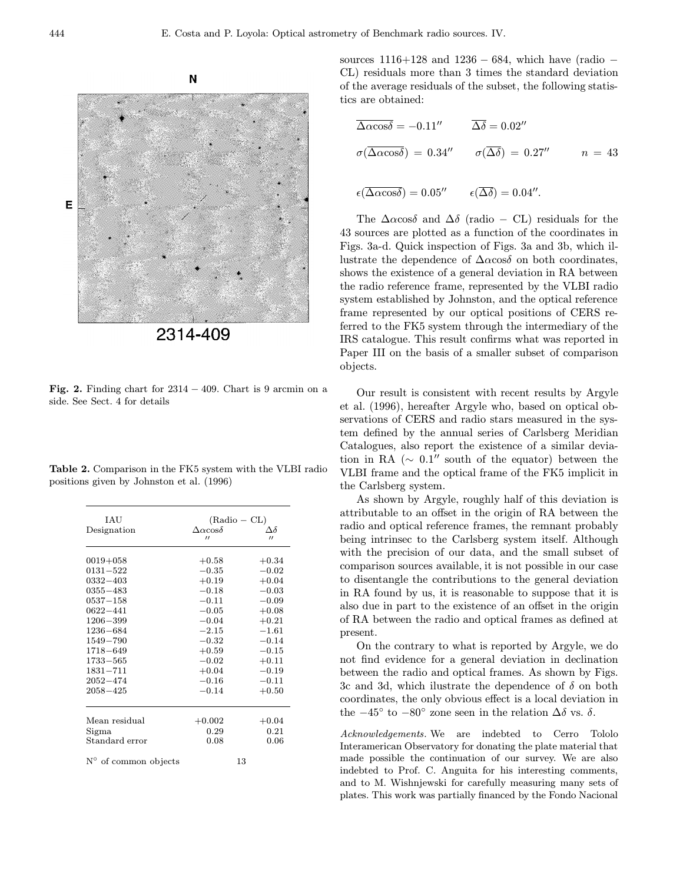Fig. 2. Finding chart for $2314-409$. Chart is 9 arcmin on a side. See Sect. 4 for details

Table 2. Comparison in the FK5 system with the VLBI radio positions given by Johnston et al. (1996)

| IAU Designation | (Radio − CL) $\Delta\alpha\cos\delta$ $''$ | $\Delta\delta$ $''$ |
|---|---|---|
| 0019+058 | +0.58 | +0.34 |
| 0131−522 | −0.35 | −0.02 |
| 0332−403 | +0.19 | +0.04 |
| 0355−483 | −0.18 | −0.03 |
| 0537−158 | −0.11 | −0.09 |
| 0622−441 | −0.05 | +0.08 |
| 1206−399 | −0.04 | +0.21 |
| 1236−684 | −2.15 | −1.61 |
| 1549−790 | −0.32 | −0.14 |
| 1718−649 | +0.59 | −0.15 |
| 1733−565 | −0.02 | +0.11 |
| 1831−711 | +0.04 | −0.19 |
| 2052−474 | −0.16 | −0.11 |
| 2058−425 | −0.14 | +0.50 |
| Mean residual | +0.002 | +0.04 |
| Sigma | 0.29 | 0.21 |
| Standard error | 0.08 | 0.06 |
| N° of common objects | 13 | |

sources 1116+128 and $1236-684$, which have (radio − CL) residuals more than 3 times the standard deviation of the average residuals of the subset, the following statistics are obtained:

$$\overline{\Delta\alpha\cos\delta} = -0.11'' \qquad \overline{\Delta\delta} = 0.02''$$

$$\sigma(\overline{\Delta\alpha\cos\delta}) = 0.34'' \qquad \sigma(\overline{\Delta\delta}) = 0.27'' \qquad n = 43$$

$$\epsilon(\overline{\Delta\alpha\cos\delta}) = 0.05'' \qquad \epsilon(\overline{\Delta\delta}) = 0.04''.$$

The $\Delta\alpha\cos\delta$ and $\Delta\delta$ (radio − CL) residuals for the 43 sources are plotted as a function of the coordinates in Figs. 3a-d. Quick inspection of Figs. 3a and 3b, which illustrate the dependence of $\Delta\alpha\cos\delta$ on both coordinates, shows the existence of a general deviation in RA between the radio reference frame, represented by the VLBI radio system established by Johnston, and the optical reference frame represented by our optical positions of CERS referred to the FK5 system through the intermediary of the IRS catalogue. This result confirms what was reported in Paper III on the basis of a smaller subset of comparison objects.

Our result is consistent with recent results by Argyle et al. (1996), hereafter Argyle who, based on optical observations of CERS and radio stars measured in the system defined by the annual series of Carlsberg Meridian Catalogues, also report the existence of a similar deviation in RA ($\sim 0.1''$ south of the equator) between the VLBI frame and the optical frame of the FK5 implicit in the Carlsberg system.

As shown by Argyle, roughly half of this deviation is attributable to an offset in the origin of RA between the radio and optical reference frames, the remnant probably being intrinsec to the Carlsberg system itself. Although with the precision of our data, and the small subset of comparison sources available, it is not possible in our case to disentangle the contributions to the general deviation in RA found by us, it is reasonable to suppose that it is also due in part to the existence of an offset in the origin of RA between the radio and optical frames as defined at present.

On the contrary to what is reported by Argyle, we do not find evidence for a general deviation in declination between the radio and optical frames. As shown by Figs. 3c and 3d, which ilustrate the dependence of $\delta$ on both coordinates, the only obvious effect is a local deviation in the $-45°$ to $-80°$ zone seen in the relation $\Delta\delta$ vs. $\delta$.

*Acknowledgements.* We are indebted to Cerro Tololo Interamerican Observatory for donating the plate material that made possible the continuation of our survey. We are also indebted to Prof. C. Anguita for his interesting comments, and to M. Wishnjewski for carefully measuring many sets of plates. This work was partially financed by the Fondo Nacional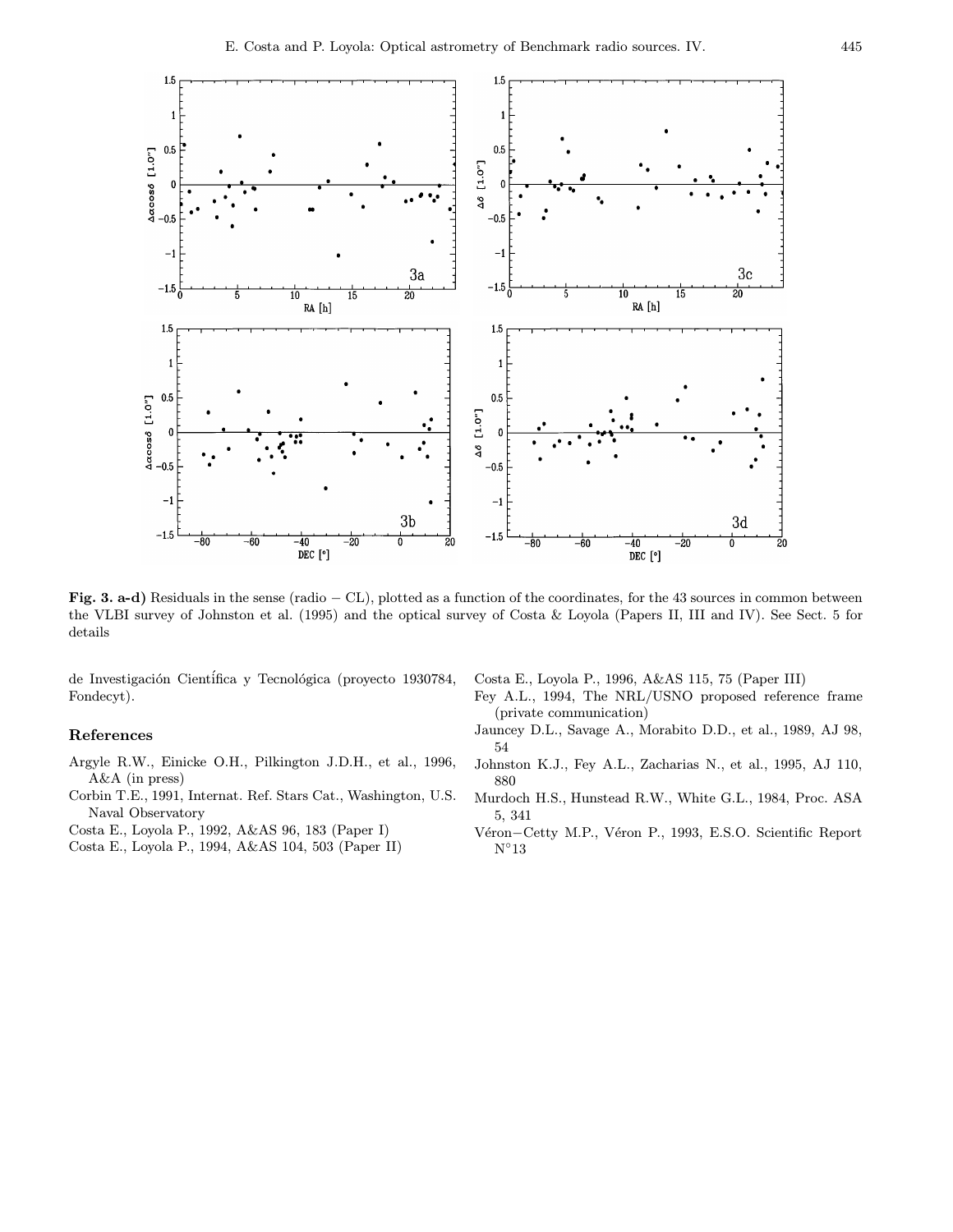3a

$\Delta\alpha\cos\delta$ [1.0″]

RA [h]

3c

$\Delta\delta$ [1.0″]

RA [h]

3b

$\Delta\alpha\cos\delta$ [1.0″]

DEC [°]

3d

$\Delta\delta$ [1.0″]

DEC [°]

**Fig. 3. a-d)** Residuals in the sense (radio − CL), plotted as a function of the coordinates, for the 43 sources in common between the VLBI survey of Johnston et al. (1995) and the optical survey of Costa & Loyola (Papers II, III and IV). See Sect. 5 for details

de Investigación Científica y Tecnológica (proyecto 1930784, Fondecyt).

## References

- Argyle R.W., Einicke O.H., Pilkington J.D.H., et al., 1996, A&A (in press)
- Corbin T.E., 1991, Internat. Ref. Stars Cat., Washington, U.S. Naval Observatory
- Costa E., Loyola P., 1992, A&AS 96, 183 (Paper I)
- Costa E., Loyola P., 1994, A&AS 104, 503 (Paper II)
- Costa E., Loyola P., 1996, A&AS 115, 75 (Paper III)
- Fey A.L., 1994, The NRL/USNO proposed reference frame (private communication)
- Jauncey D.L., Savage A., Morabito D.D., et al., 1989, AJ 98, 54
- Johnston K.J., Fey A.L., Zacharias N., et al., 1995, AJ 110, 880
- Murdoch H.S., Hunstead R.W., White G.L., 1984, Proc. ASA 5, 341
- Véron−Cetty M.P., Véron P., 1993, E.S.O. Scientific Report N°13